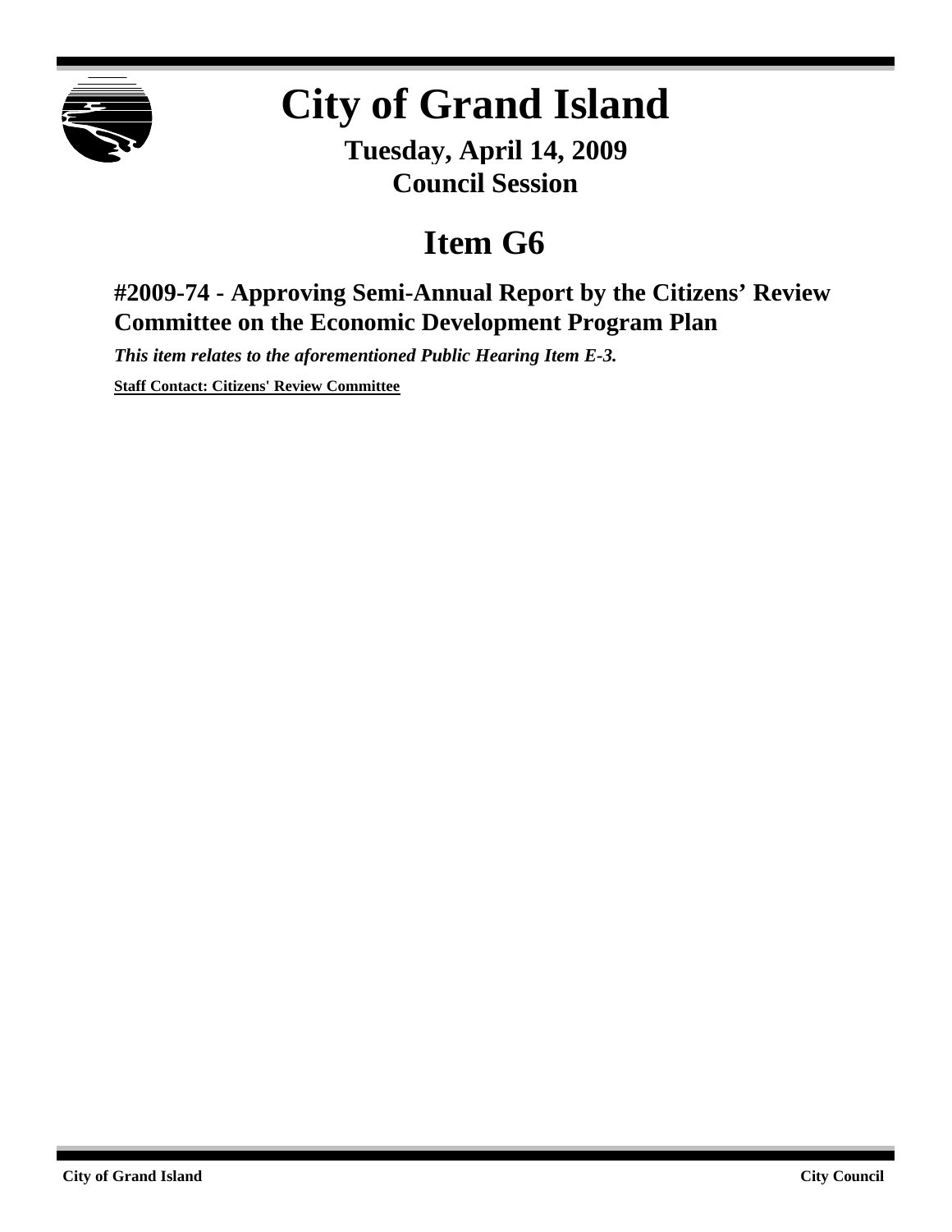# City of Grand Island

**Tuesday, April 14, 2009**
**Council Session**

## Item G6

### #2009-74 - Approving Semi-Annual Report by the Citizens' Review Committee on the Economic Development Program Plan

***This item relates to the aforementioned Public Hearing Item E-3.***

**Staff Contact: Citizens' Review Committee**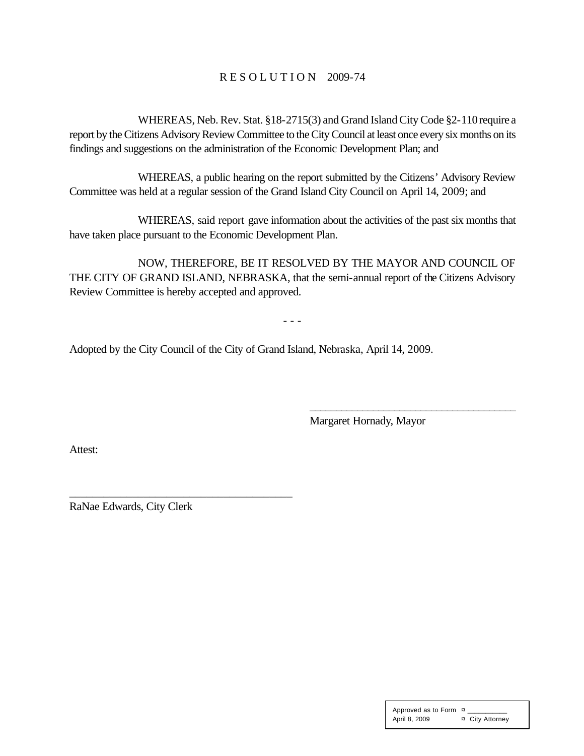# R E S O L U T I O N 2009-74

WHEREAS, Neb. Rev. Stat. §18-2715(3) and Grand Island City Code §2-110 require a report by the Citizens Advisory Review Committee to the City Council at least once every six months on its findings and suggestions on the administration of the Economic Development Plan; and

WHEREAS, a public hearing on the report submitted by the Citizens' Advisory Review Committee was held at a regular session of the Grand Island City Council on April 14, 2009; and

WHEREAS, said report gave information about the activities of the past six months that have taken place pursuant to the Economic Development Plan.

NOW, THEREFORE, BE IT RESOLVED BY THE MAYOR AND COUNCIL OF THE CITY OF GRAND ISLAND, NEBRASKA, that the semi-annual report of the Citizens Advisory Review Committee is hereby accepted and approved.

- - -

Adopted by the City Council of the City of Grand Island, Nebraska, April 14, 2009.

_____________________________________
Margaret Hornady, Mayor

Attest:

_____________________________________
RaNae Edwards, City Clerk

Approved as to Form ¤ __________
April 8, 2009 ¤ City Attorney